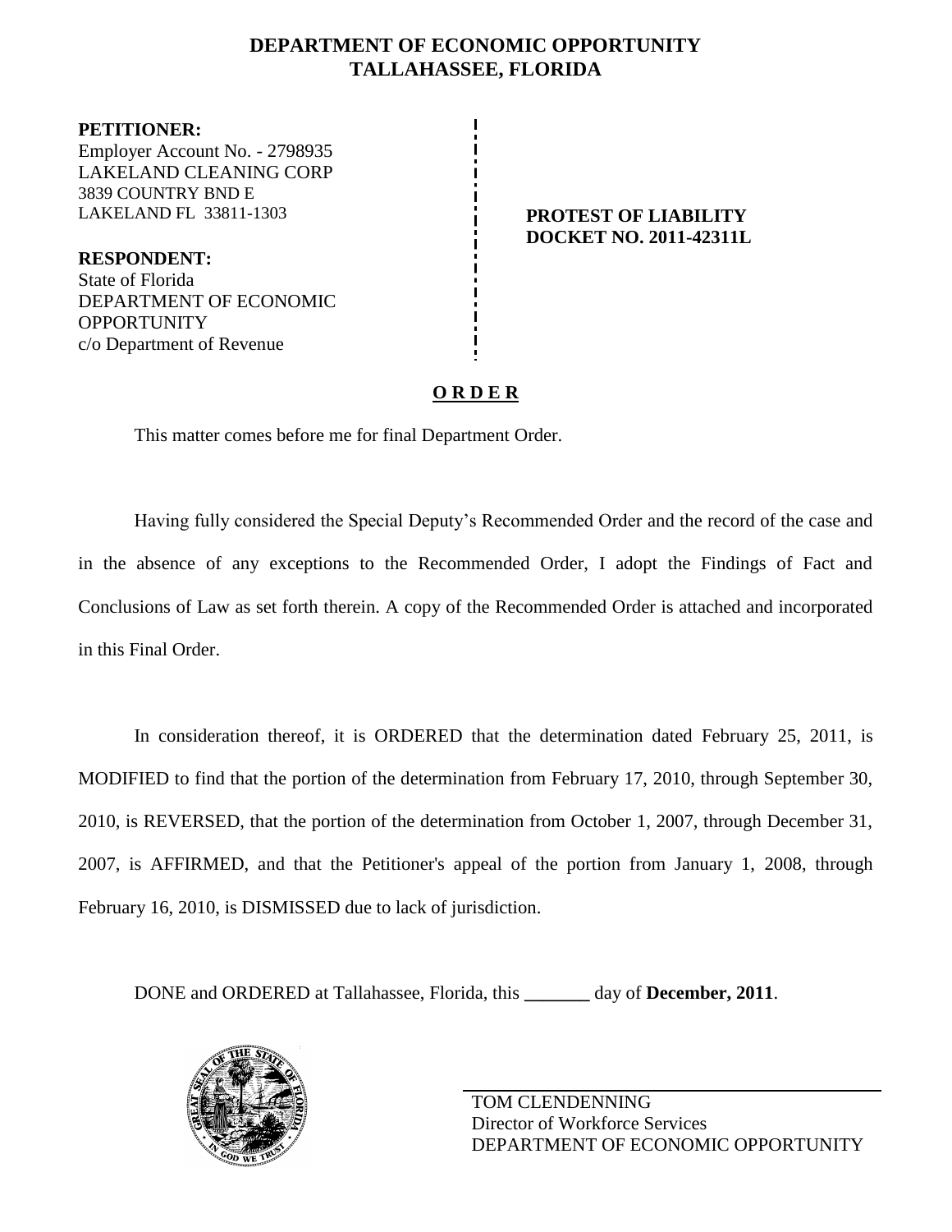# DEPARTMENT OF ECONOMIC OPPORTUNITY
## TALLAHASSEE, FLORIDA

**PETITIONER:**
Employer Account No. - 2798935
LAKELAND CLEANING CORP
3839 COUNTRY BND E
LAKELAND FL 33811-1303

**RESPONDENT:**
State of Florida
DEPARTMENT OF ECONOMIC OPPORTUNITY
c/o Department of Revenue

**PROTEST OF LIABILITY**
**DOCKET NO. 2011-42311L**

**O R D E R**

This matter comes before me for final Department Order.

Having fully considered the Special Deputy's Recommended Order and the record of the case and in the absence of any exceptions to the Recommended Order, I adopt the Findings of Fact and Conclusions of Law as set forth therein. A copy of the Recommended Order is attached and incorporated in this Final Order.

In consideration thereof, it is ORDERED that the determination dated February 25, 2011, is MODIFIED to find that the portion of the determination from February 17, 2010, through September 30, 2010, is REVERSED, that the portion of the determination from October 1, 2007, through December 31, 2007, is AFFIRMED, and that the Petitioner's appeal of the portion from January 1, 2008, through February 16, 2010, is DISMISSED due to lack of jurisdiction.

DONE and ORDERED at Tallahassee, Florida, this _______ day of **December, 2011**.

TOM CLENDENNING
Director of Workforce Services
DEPARTMENT OF ECONOMIC OPPORTUNITY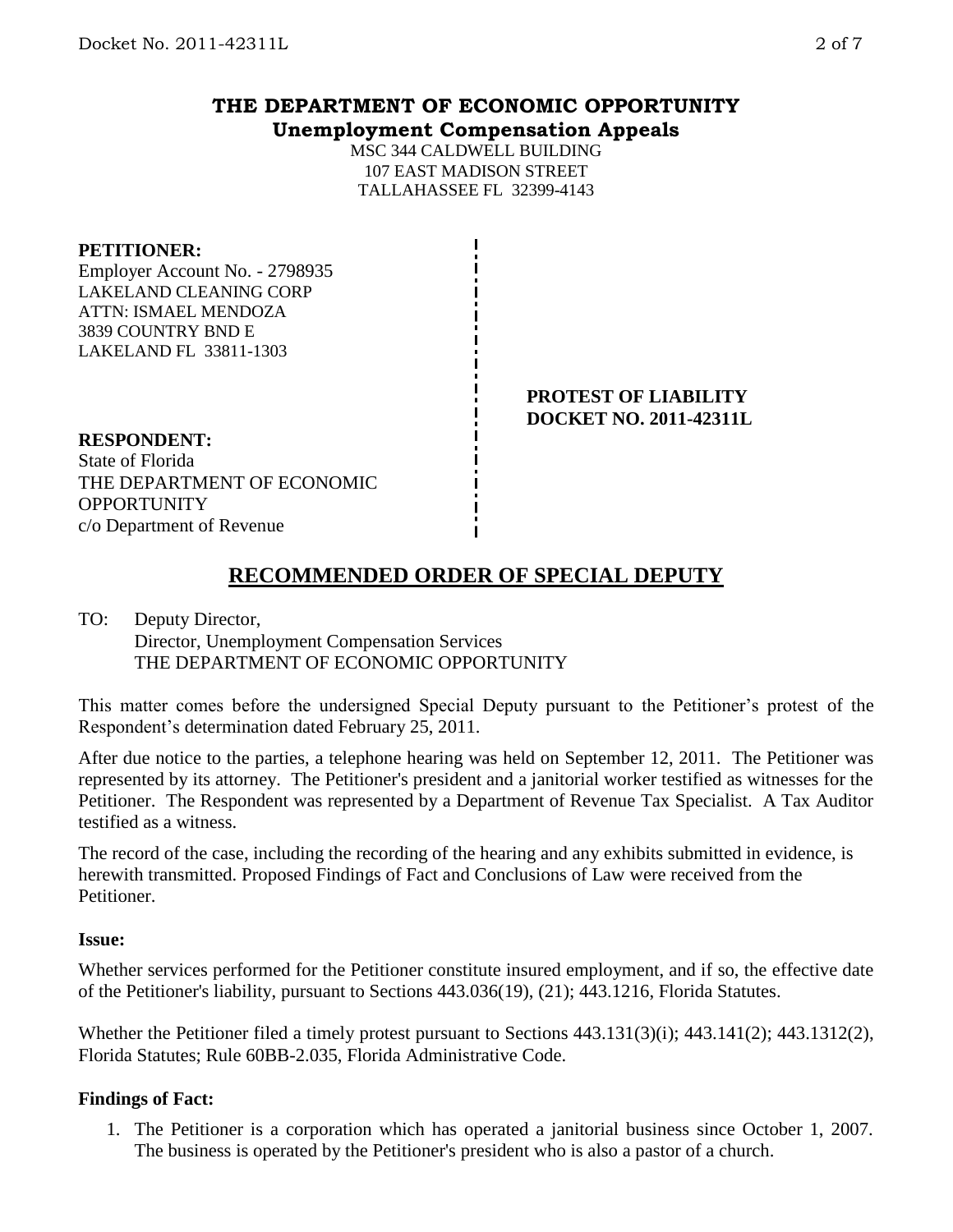# THE DEPARTMENT OF ECONOMIC OPPORTUNITY
## Unemployment Compensation Appeals

MSC 344 CALDWELL BUILDING
107 EAST MADISON STREET
TALLAHASSEE FL 32399-4143

**PETITIONER:**
Employer Account No. - 2798935
LAKELAND CLEANING CORP
ATTN: ISMAEL MENDOZA
3839 COUNTRY BND E
LAKELAND FL 33811-1303

**PROTEST OF LIABILITY**
**DOCKET NO. 2011-42311L**

**RESPONDENT:**
State of Florida
THE DEPARTMENT OF ECONOMIC OPPORTUNITY
c/o Department of Revenue

## RECOMMENDED ORDER OF SPECIAL DEPUTY

TO: Deputy Director,
Director, Unemployment Compensation Services
THE DEPARTMENT OF ECONOMIC OPPORTUNITY

This matter comes before the undersigned Special Deputy pursuant to the Petitioner's protest of the Respondent's determination dated February 25, 2011.

After due notice to the parties, a telephone hearing was held on September 12, 2011. The Petitioner was represented by its attorney. The Petitioner's president and a janitorial worker testified as witnesses for the Petitioner. The Respondent was represented by a Department of Revenue Tax Specialist. A Tax Auditor testified as a witness.

The record of the case, including the recording of the hearing and any exhibits submitted in evidence, is herewith transmitted. Proposed Findings of Fact and Conclusions of Law were received from the Petitioner.

**Issue:**

Whether services performed for the Petitioner constitute insured employment, and if so, the effective date of the Petitioner's liability, pursuant to Sections 443.036(19), (21); 443.1216, Florida Statutes.

Whether the Petitioner filed a timely protest pursuant to Sections 443.131(3)(i); 443.141(2); 443.1312(2), Florida Statutes; Rule 60BB-2.035, Florida Administrative Code.

**Findings of Fact:**

1. The Petitioner is a corporation which has operated a janitorial business since October 1, 2007. The business is operated by the Petitioner's president who is also a pastor of a church.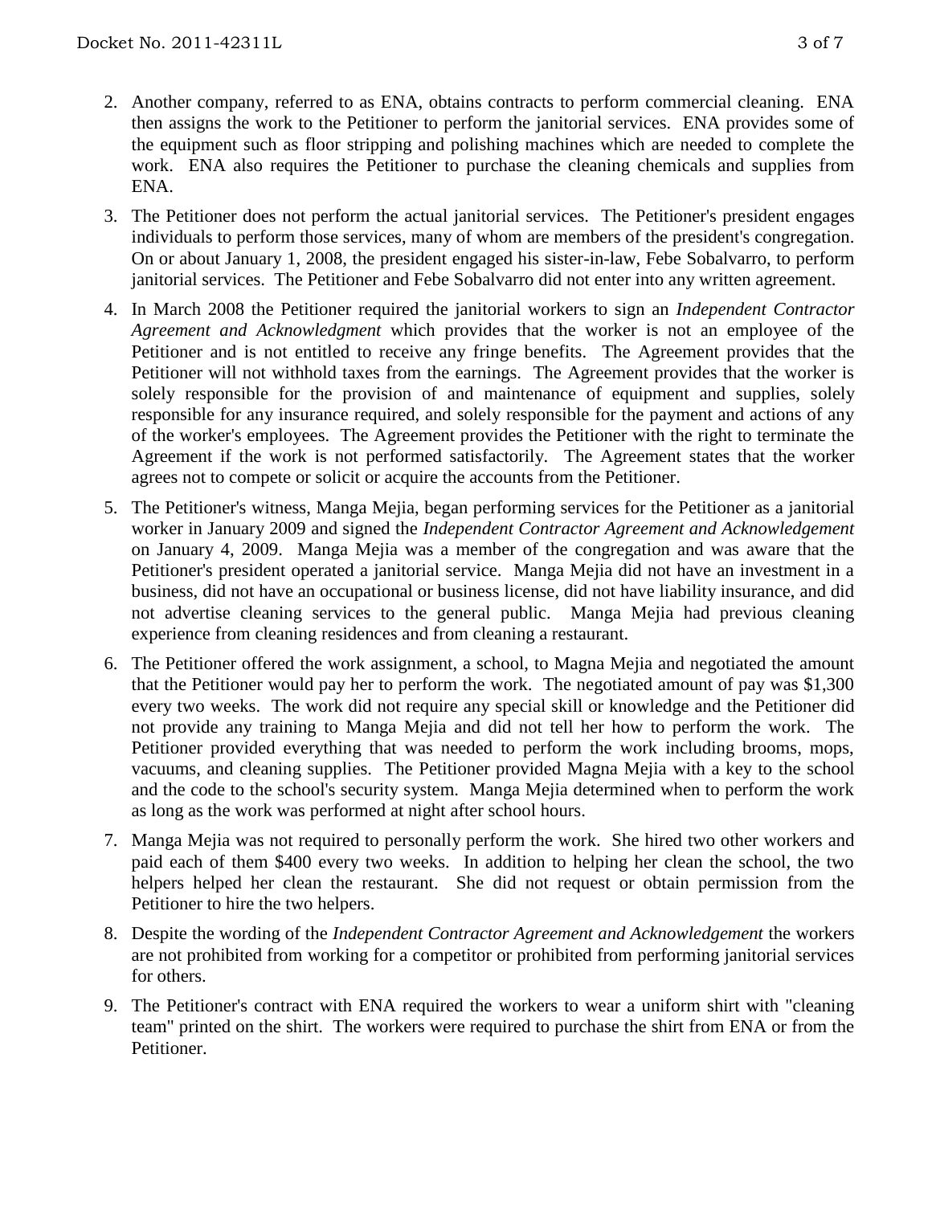2. Another company, referred to as ENA, obtains contracts to perform commercial cleaning. ENA then assigns the work to the Petitioner to perform the janitorial services. ENA provides some of the equipment such as floor stripping and polishing machines which are needed to complete the work. ENA also requires the Petitioner to purchase the cleaning chemicals and supplies from ENA.

3. The Petitioner does not perform the actual janitorial services. The Petitioner's president engages individuals to perform those services, many of whom are members of the president's congregation. On or about January 1, 2008, the president engaged his sister-in-law, Febe Sobalvarro, to perform janitorial services. The Petitioner and Febe Sobalvarro did not enter into any written agreement.

4. In March 2008 the Petitioner required the janitorial workers to sign an *Independent Contractor Agreement and Acknowledgment* which provides that the worker is not an employee of the Petitioner and is not entitled to receive any fringe benefits. The Agreement provides that the Petitioner will not withhold taxes from the earnings. The Agreement provides that the worker is solely responsible for the provision of and maintenance of equipment and supplies, solely responsible for any insurance required, and solely responsible for the payment and actions of any of the worker's employees. The Agreement provides the Petitioner with the right to terminate the Agreement if the work is not performed satisfactorily. The Agreement states that the worker agrees not to compete or solicit or acquire the accounts from the Petitioner.

5. The Petitioner's witness, Manga Mejia, began performing services for the Petitioner as a janitorial worker in January 2009 and signed the *Independent Contractor Agreement and Acknowledgement* on January 4, 2009. Manga Mejia was a member of the congregation and was aware that the Petitioner's president operated a janitorial service. Manga Mejia did not have an investment in a business, did not have an occupational or business license, did not have liability insurance, and did not advertise cleaning services to the general public. Manga Mejia had previous cleaning experience from cleaning residences and from cleaning a restaurant.

6. The Petitioner offered the work assignment, a school, to Magna Mejia and negotiated the amount that the Petitioner would pay her to perform the work. The negotiated amount of pay was $1,300 every two weeks. The work did not require any special skill or knowledge and the Petitioner did not provide any training to Manga Mejia and did not tell her how to perform the work. The Petitioner provided everything that was needed to perform the work including brooms, mops, vacuums, and cleaning supplies. The Petitioner provided Magna Mejia with a key to the school and the code to the school's security system. Manga Mejia determined when to perform the work as long as the work was performed at night after school hours.

7. Manga Mejia was not required to personally perform the work. She hired two other workers and paid each of them $400 every two weeks. In addition to helping her clean the school, the two helpers helped her clean the restaurant. She did not request or obtain permission from the Petitioner to hire the two helpers.

8. Despite the wording of the *Independent Contractor Agreement and Acknowledgement* the workers are not prohibited from working for a competitor or prohibited from performing janitorial services for others.

9. The Petitioner's contract with ENA required the workers to wear a uniform shirt with "cleaning team" printed on the shirt. The workers were required to purchase the shirt from ENA or from the Petitioner.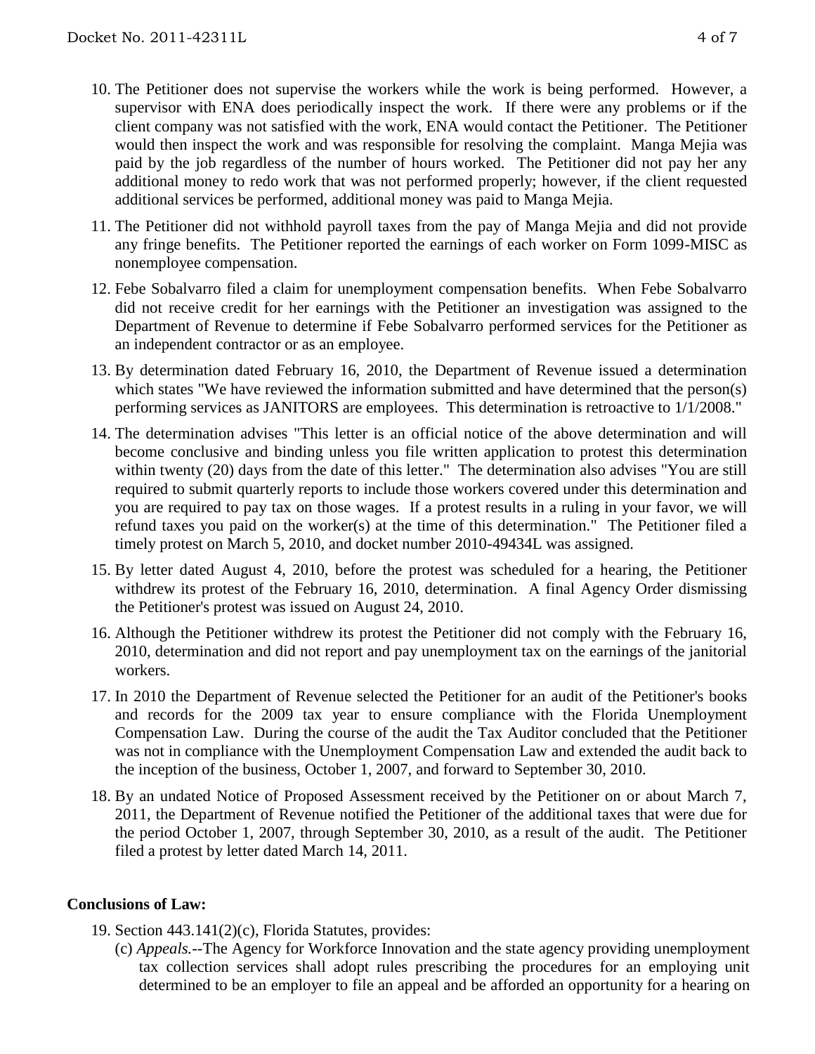10. The Petitioner does not supervise the workers while the work is being performed. However, a supervisor with ENA does periodically inspect the work. If there were any problems or if the client company was not satisfied with the work, ENA would contact the Petitioner. The Petitioner would then inspect the work and was responsible for resolving the complaint. Manga Mejia was paid by the job regardless of the number of hours worked. The Petitioner did not pay her any additional money to redo work that was not performed properly; however, if the client requested additional services be performed, additional money was paid to Manga Mejia.

11. The Petitioner did not withhold payroll taxes from the pay of Manga Mejia and did not provide any fringe benefits. The Petitioner reported the earnings of each worker on Form 1099-MISC as nonemployee compensation.

12. Febe Sobalvarro filed a claim for unemployment compensation benefits. When Febe Sobalvarro did not receive credit for her earnings with the Petitioner an investigation was assigned to the Department of Revenue to determine if Febe Sobalvarro performed services for the Petitioner as an independent contractor or as an employee.

13. By determination dated February 16, 2010, the Department of Revenue issued a determination which states "We have reviewed the information submitted and have determined that the person(s) performing services as JANITORS are employees. This determination is retroactive to 1/1/2008."

14. The determination advises "This letter is an official notice of the above determination and will become conclusive and binding unless you file written application to protest this determination within twenty (20) days from the date of this letter." The determination also advises "You are still required to submit quarterly reports to include those workers covered under this determination and you are required to pay tax on those wages. If a protest results in a ruling in your favor, we will refund taxes you paid on the worker(s) at the time of this determination." The Petitioner filed a timely protest on March 5, 2010, and docket number 2010-49434L was assigned.

15. By letter dated August 4, 2010, before the protest was scheduled for a hearing, the Petitioner withdrew its protest of the February 16, 2010, determination. A final Agency Order dismissing the Petitioner's protest was issued on August 24, 2010.

16. Although the Petitioner withdrew its protest the Petitioner did not comply with the February 16, 2010, determination and did not report and pay unemployment tax on the earnings of the janitorial workers.

17. In 2010 the Department of Revenue selected the Petitioner for an audit of the Petitioner's books and records for the 2009 tax year to ensure compliance with the Florida Unemployment Compensation Law. During the course of the audit the Tax Auditor concluded that the Petitioner was not in compliance with the Unemployment Compensation Law and extended the audit back to the inception of the business, October 1, 2007, and forward to September 30, 2010.

18. By an undated Notice of Proposed Assessment received by the Petitioner on or about March 7, 2011, the Department of Revenue notified the Petitioner of the additional taxes that were due for the period October 1, 2007, through September 30, 2010, as a result of the audit. The Petitioner filed a protest by letter dated March 14, 2011.

**Conclusions of Law:**

19. Section 443.141(2)(c), Florida Statutes, provides:
    (c) *Appeals.*--The Agency for Workforce Innovation and the state agency providing unemployment tax collection services shall adopt rules prescribing the procedures for an employing unit determined to be an employer to file an appeal and be afforded an opportunity for a hearing on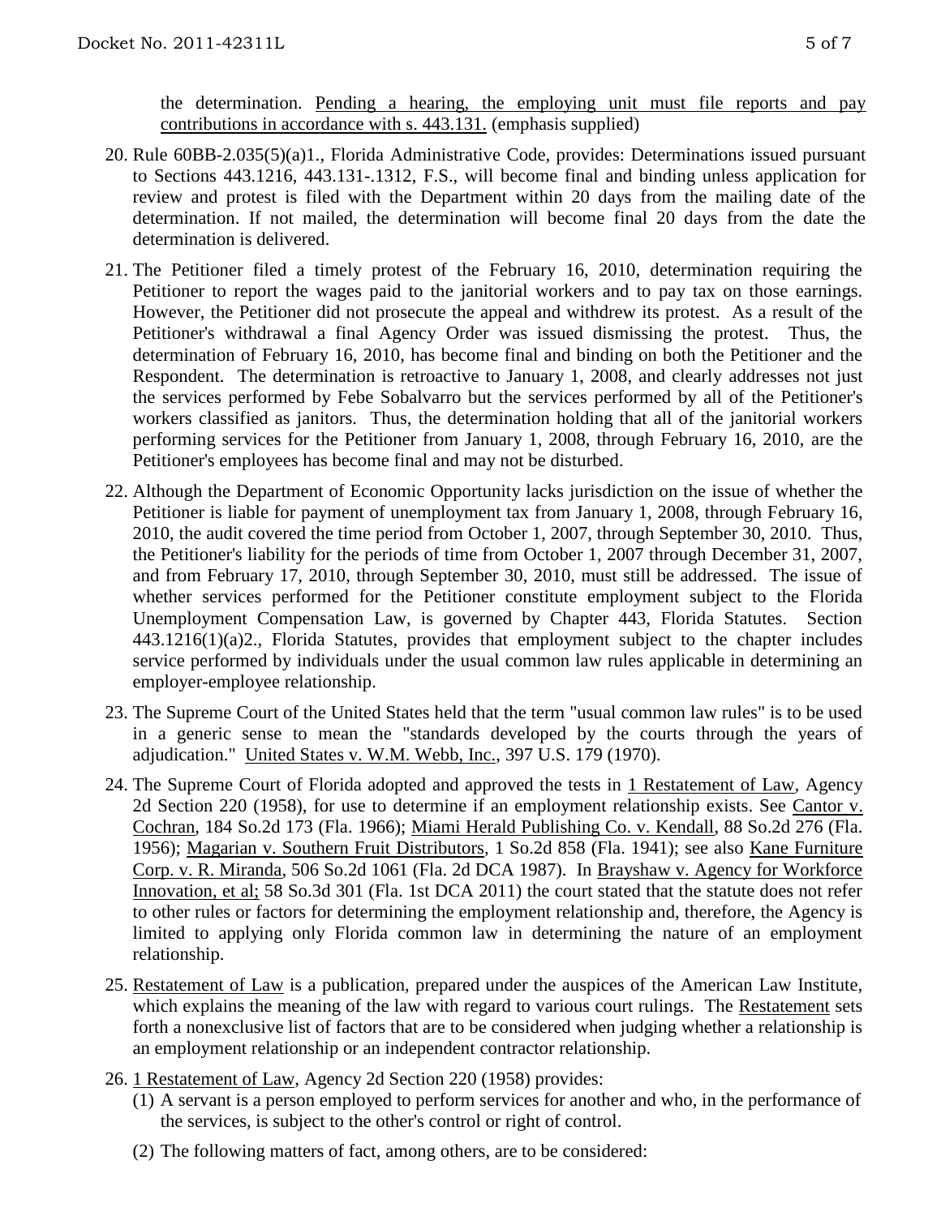the determination. Pending a hearing, the employing unit must file reports and pay contributions in accordance with s. 443.131. (emphasis supplied)

20. Rule 60BB-2.035(5)(a)1., Florida Administrative Code, provides: Determinations issued pursuant to Sections 443.1216, 443.131-.1312, F.S., will become final and binding unless application for review and protest is filed with the Department within 20 days from the mailing date of the determination. If not mailed, the determination will become final 20 days from the date the determination is delivered.

21. The Petitioner filed a timely protest of the February 16, 2010, determination requiring the Petitioner to report the wages paid to the janitorial workers and to pay tax on those earnings. However, the Petitioner did not prosecute the appeal and withdrew its protest. As a result of the Petitioner's withdrawal a final Agency Order was issued dismissing the protest. Thus, the determination of February 16, 2010, has become final and binding on both the Petitioner and the Respondent. The determination is retroactive to January 1, 2008, and clearly addresses not just the services performed by Febe Sobalvarro but the services performed by all of the Petitioner's workers classified as janitors. Thus, the determination holding that all of the janitorial workers performing services for the Petitioner from January 1, 2008, through February 16, 2010, are the Petitioner's employees has become final and may not be disturbed.

22. Although the Department of Economic Opportunity lacks jurisdiction on the issue of whether the Petitioner is liable for payment of unemployment tax from January 1, 2008, through February 16, 2010, the audit covered the time period from October 1, 2007, through September 30, 2010. Thus, the Petitioner's liability for the periods of time from October 1, 2007 through December 31, 2007, and from February 17, 2010, through September 30, 2010, must still be addressed. The issue of whether services performed for the Petitioner constitute employment subject to the Florida Unemployment Compensation Law, is governed by Chapter 443, Florida Statutes. Section 443.1216(1)(a)2., Florida Statutes, provides that employment subject to the chapter includes service performed by individuals under the usual common law rules applicable in determining an employer-employee relationship.

23. The Supreme Court of the United States held that the term "usual common law rules" is to be used in a generic sense to mean the "standards developed by the courts through the years of adjudication." United States v. W.M. Webb, Inc., 397 U.S. 179 (1970).

24. The Supreme Court of Florida adopted and approved the tests in 1 Restatement of Law, Agency 2d Section 220 (1958), for use to determine if an employment relationship exists. See Cantor v. Cochran, 184 So.2d 173 (Fla. 1966); Miami Herald Publishing Co. v. Kendall, 88 So.2d 276 (Fla. 1956); Magarian v. Southern Fruit Distributors, 1 So.2d 858 (Fla. 1941); see also Kane Furniture Corp. v. R. Miranda, 506 So.2d 1061 (Fla. 2d DCA 1987). In Brayshaw v. Agency for Workforce Innovation, et al; 58 So.3d 301 (Fla. 1st DCA 2011) the court stated that the statute does not refer to other rules or factors for determining the employment relationship and, therefore, the Agency is limited to applying only Florida common law in determining the nature of an employment relationship.

25. Restatement of Law is a publication, prepared under the auspices of the American Law Institute, which explains the meaning of the law with regard to various court rulings. The Restatement sets forth a nonexclusive list of factors that are to be considered when judging whether a relationship is an employment relationship or an independent contractor relationship.

26. 1 Restatement of Law, Agency 2d Section 220 (1958) provides:
    (1) A servant is a person employed to perform services for another and who, in the performance of the services, is subject to the other's control or right of control.
    (2) The following matters of fact, among others, are to be considered: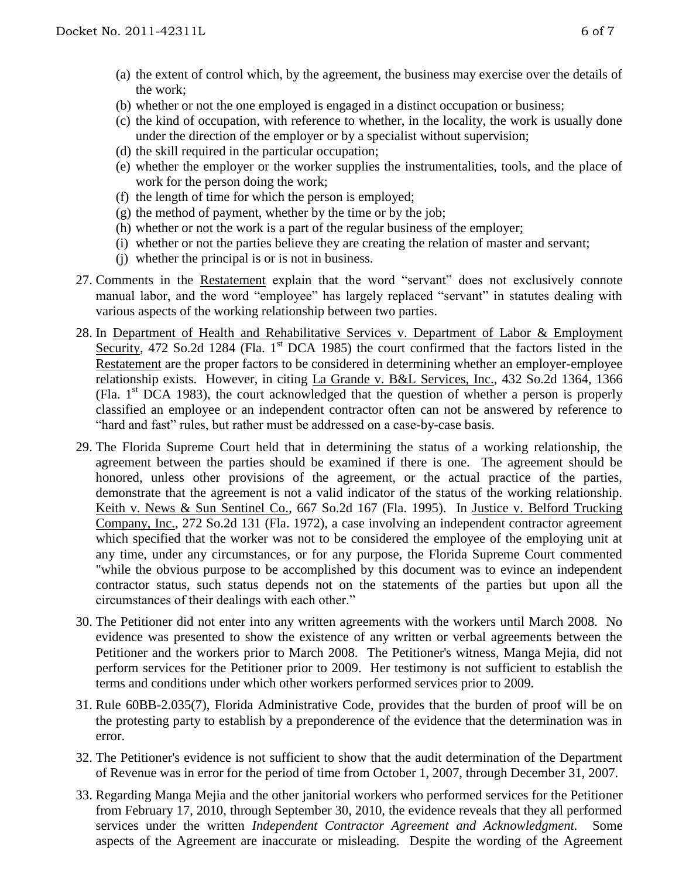(a) the extent of control which, by the agreement, the business may exercise over the details of the work;
(b) whether or not the one employed is engaged in a distinct occupation or business;
(c) the kind of occupation, with reference to whether, in the locality, the work is usually done under the direction of the employer or by a specialist without supervision;
(d) the skill required in the particular occupation;
(e) whether the employer or the worker supplies the instrumentalities, tools, and the place of work for the person doing the work;
(f) the length of time for which the person is employed;
(g) the method of payment, whether by the time or by the job;
(h) whether or not the work is a part of the regular business of the employer;
(i) whether or not the parties believe they are creating the relation of master and servant;
(j) whether the principal is or is not in business.

27. Comments in the Restatement explain that the word "servant" does not exclusively connote manual labor, and the word "employee" has largely replaced "servant" in statutes dealing with various aspects of the working relationship between two parties.

28. In Department of Health and Rehabilitative Services v. Department of Labor & Employment Security, 472 So.2d 1284 (Fla. 1st DCA 1985) the court confirmed that the factors listed in the Restatement are the proper factors to be considered in determining whether an employer-employee relationship exists. However, in citing La Grande v. B&L Services, Inc., 432 So.2d 1364, 1366 (Fla. 1st DCA 1983), the court acknowledged that the question of whether a person is properly classified an employee or an independent contractor often can not be answered by reference to "hard and fast" rules, but rather must be addressed on a case-by-case basis.

29. The Florida Supreme Court held that in determining the status of a working relationship, the agreement between the parties should be examined if there is one. The agreement should be honored, unless other provisions of the agreement, or the actual practice of the parties, demonstrate that the agreement is not a valid indicator of the status of the working relationship. Keith v. News & Sun Sentinel Co., 667 So.2d 167 (Fla. 1995). In Justice v. Belford Trucking Company, Inc., 272 So.2d 131 (Fla. 1972), a case involving an independent contractor agreement which specified that the worker was not to be considered the employee of the employing unit at any time, under any circumstances, or for any purpose, the Florida Supreme Court commented "while the obvious purpose to be accomplished by this document was to evince an independent contractor status, such status depends not on the statements of the parties but upon all the circumstances of their dealings with each other."

30. The Petitioner did not enter into any written agreements with the workers until March 2008. No evidence was presented to show the existence of any written or verbal agreements between the Petitioner and the workers prior to March 2008. The Petitioner's witness, Manga Mejia, did not perform services for the Petitioner prior to 2009. Her testimony is not sufficient to establish the terms and conditions under which other workers performed services prior to 2009.

31. Rule 60BB-2.035(7), Florida Administrative Code, provides that the burden of proof will be on the protesting party to establish by a preponderence of the evidence that the determination was in error.

32. The Petitioner's evidence is not sufficient to show that the audit determination of the Department of Revenue was in error for the period of time from October 1, 2007, through December 31, 2007.

33. Regarding Manga Mejia and the other janitorial workers who performed services for the Petitioner from February 17, 2010, through September 30, 2010, the evidence reveals that they all performed services under the written *Independent Contractor Agreement and Acknowledgment.* Some aspects of the Agreement are inaccurate or misleading. Despite the wording of the Agreement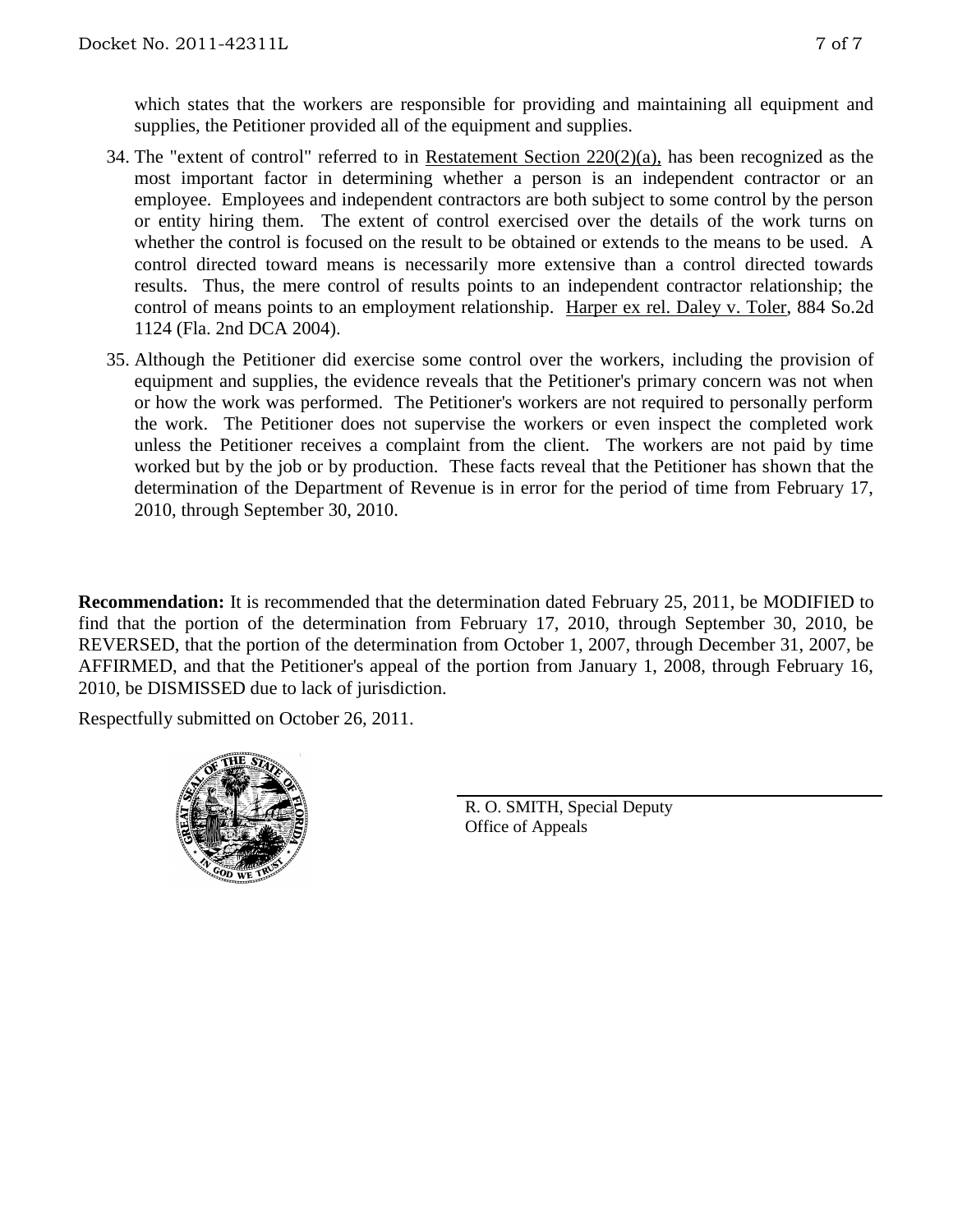which states that the workers are responsible for providing and maintaining all equipment and supplies, the Petitioner provided all of the equipment and supplies.

34. The "extent of control" referred to in Restatement Section 220(2)(a), has been recognized as the most important factor in determining whether a person is an independent contractor or an employee. Employees and independent contractors are both subject to some control by the person or entity hiring them. The extent of control exercised over the details of the work turns on whether the control is focused on the result to be obtained or extends to the means to be used. A control directed toward means is necessarily more extensive than a control directed towards results. Thus, the mere control of results points to an independent contractor relationship; the control of means points to an employment relationship. Harper ex rel. Daley v. Toler, 884 So.2d 1124 (Fla. 2nd DCA 2004).

35. Although the Petitioner did exercise some control over the workers, including the provision of equipment and supplies, the evidence reveals that the Petitioner's primary concern was not when or how the work was performed. The Petitioner's workers are not required to personally perform the work. The Petitioner does not supervise the workers or even inspect the completed work unless the Petitioner receives a complaint from the client. The workers are not paid by time worked but by the job or by production. These facts reveal that the Petitioner has shown that the determination of the Department of Revenue is in error for the period of time from February 17, 2010, through September 30, 2010.

**Recommendation:** It is recommended that the determination dated February 25, 2011, be MODIFIED to find that the portion of the determination from February 17, 2010, through September 30, 2010, be REVERSED, that the portion of the determination from October 1, 2007, through December 31, 2007, be AFFIRMED, and that the Petitioner's appeal of the portion from January 1, 2008, through February 16, 2010, be DISMISSED due to lack of jurisdiction.

Respectfully submitted on October 26, 2011.

R. O. SMITH, Special Deputy
Office of Appeals